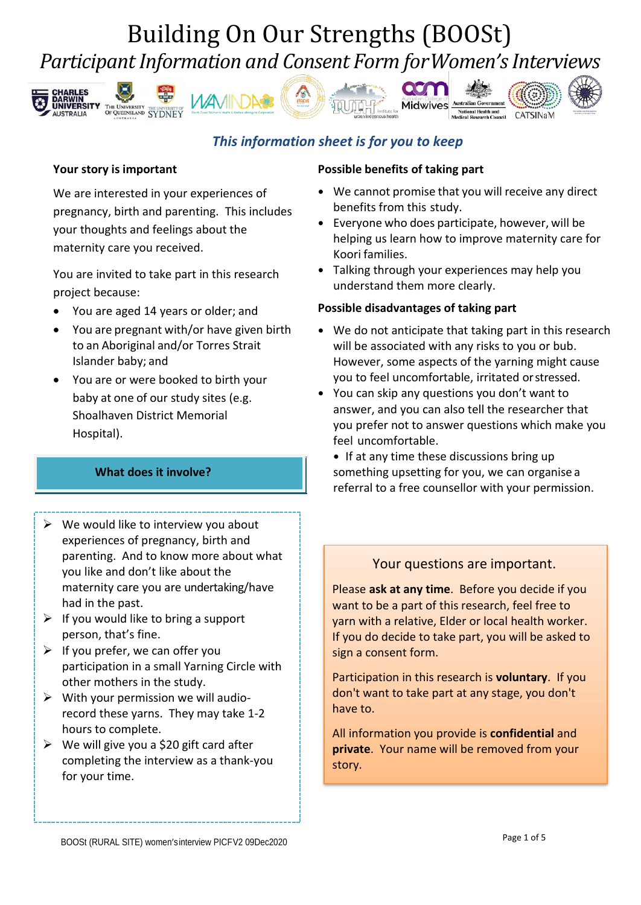# Building On Our Strengths (BOOSt)

## *Participant Information and Consent Form for Women's Interviews*

***This information sheet is for you to keep***

**Your story is important**

We are interested in your experiences of pregnancy, birth and parenting. This includes your thoughts and feelings about the maternity care you received.

You are invited to take part in this research project because:

- You are aged 14 years or older; and
- You are pregnant with/or have given birth to an Aboriginal and/or Torres Strait Islander baby; and
- You are or were booked to birth your baby at one of our study sites (e.g. Shoalhaven District Memorial Hospital).

**What does it involve?**

- We would like to interview you about experiences of pregnancy, birth and parenting. And to know more about what you like and don't like about the maternity care you are undertaking/have had in the past.
- If you would like to bring a support person, that's fine.
- If you prefer, we can offer you participation in a small Yarning Circle with other mothers in the study.
- With your permission we will audio-record these yarns. They may take 1-2 hours to complete.
- We will give you a $20 gift card after completing the interview as a thank-you for your time.

**Possible benefits of taking part**

- We cannot promise that you will receive any direct benefits from this study.
- Everyone who does participate, however, will be helping us learn how to improve maternity care for Koori families.
- Talking through your experiences may help you understand them more clearly.

**Possible disadvantages of taking part**

- We do not anticipate that taking part in this research will be associated with any risks to you or bub. However, some aspects of the yarning might cause you to feel uncomfortable, irritated or stressed.
- You can skip any questions you don't want to answer, and you can also tell the researcher that you prefer not to answer questions which make you feel uncomfortable.
- If at any time these discussions bring up something upsetting for you, we can organise a referral to a free counsellor with your permission.

**Your questions are important.**

Please **ask at any time**. Before you decide if you want to be a part of this research, feel free to yarn with a relative, Elder or local health worker. If you do decide to take part, you will be asked to sign a consent form.

Participation in this research is **voluntary**. If you don't want to take part at any stage, you don't have to.

All information you provide is **confidential** and **private**. Your name will be removed from your story.

BOOSt (RURAL SITE) women's interview PICFV2 09Dec2020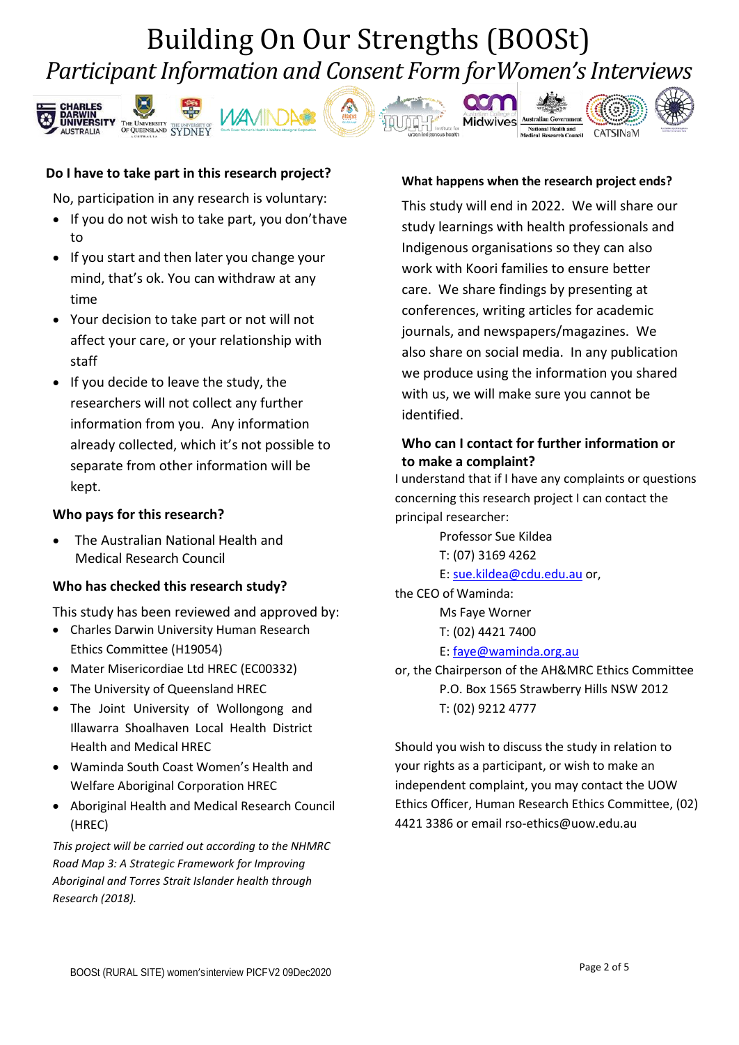### Do I have to take part in this research project?

No, participation in any research is voluntary:

- If you do not wish to take part, you don't have to
- If you start and then later you change your mind, that's ok. You can withdraw at any time
- Your decision to take part or not will not affect your care, or your relationship with staff
- If you decide to leave the study, the researchers will not collect any further information from you. Any information already collected, which it's not possible to separate from other information will be kept.

### Who pays for this research?

- The Australian National Health and Medical Research Council

### Who has checked this research study?

This study has been reviewed and approved by:

- Charles Darwin University Human Research Ethics Committee (H19054)
- Mater Misericordiae Ltd HREC (EC00332)
- The University of Queensland HREC
- The Joint University of Wollongong and Illawarra Shoalhaven Local Health District Health and Medical HREC
- Waminda South Coast Women's Health and Welfare Aboriginal Corporation HREC
- Aboriginal Health and Medical Research Council (HREC)

*This project will be carried out according to the NHMRC Road Map 3: A Strategic Framework for Improving Aboriginal and Torres Strait Islander health through Research (2018).*

### What happens when the research project ends?

This study will end in 2022. We will share our study learnings with health professionals and Indigenous organisations so they can also work with Koori families to ensure better care. We share findings by presenting at conferences, writing articles for academic journals, and newspapers/magazines. We also share on social media. In any publication we produce using the information you shared with us, we will make sure you cannot be identified.

### Who can I contact for further information or to make a complaint?

I understand that if I have any complaints or questions concerning this research project I can contact the principal researcher:

Professor Sue Kildea
T: (07) 3169 4262
E: sue.kildea@cdu.edu.au or,

the CEO of Waminda:

Ms Faye Worner
T: (02) 4421 7400
E: faye@waminda.org.au

or, the Chairperson of the AH&MRC Ethics Committee

P.O. Box 1565 Strawberry Hills NSW 2012
T: (02) 9212 4777

Should you wish to discuss the study in relation to your rights as a participant, or wish to make an independent complaint, you may contact the UOW Ethics Officer, Human Research Ethics Committee, (02) 4421 3386 or email rso-ethics@uow.edu.au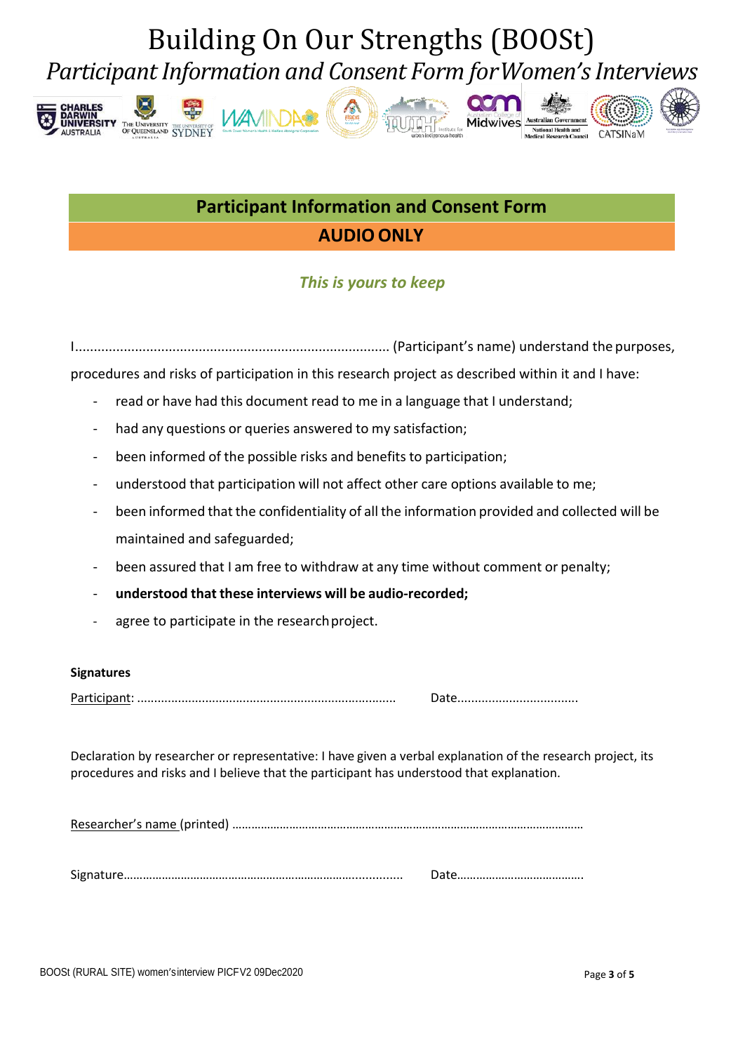# Building On Our Strengths (BOOSt)

*Participant Information and Consent Form for Women's Interviews*

## Participant Information and Consent Form

## AUDIO ONLY

***This is yours to keep***

I.................................................................................... (Participant's name) understand the purposes, procedures and risks of participation in this research project as described within it and I have:

- read or have had this document read to me in a language that I understand;
- had any questions or queries answered to my satisfaction;
- been informed of the possible risks and benefits to participation;
- understood that participation will not affect other care options available to me;
- been informed that the confidentiality of all the information provided and collected will be maintained and safeguarded;
- been assured that I am free to withdraw at any time without comment or penalty;
- **understood that these interviews will be audio-recorded;**
- agree to participate in the research project.

**Signatures**

Participant: ........................................................................... Date..................................

Declaration by researcher or representative: I have given a verbal explanation of the research project, its procedures and risks and I believe that the participant has understood that explanation.

Researcher's name (printed) ……………………………………………………………………………………………

Signature………………………………………………………………….......... Date…………………………………

BOOSt (RURAL SITE) women's interview PICF V2 09Dec2020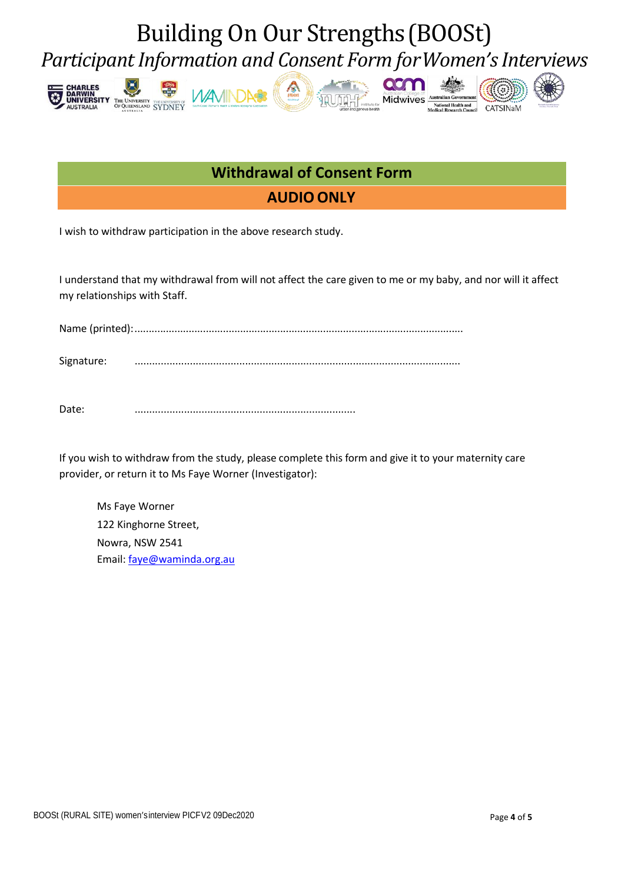## Withdrawal of Consent Form

## AUDIO ONLY

I wish to withdraw participation in the above research study.

I understand that my withdrawal from will not affect the care given to me or my baby, and nor will it affect my relationships with Staff.

Name (printed):.................................................................................................................

Signature: ..............................................................................................................

Date: ...........................................................................

If you wish to withdraw from the study, please complete this form and give it to your maternity care provider, or return it to Ms Faye Worner (Investigator):

Ms Faye Worner
122 Kinghorne Street,
Nowra, NSW 2541
Email: faye@waminda.org.au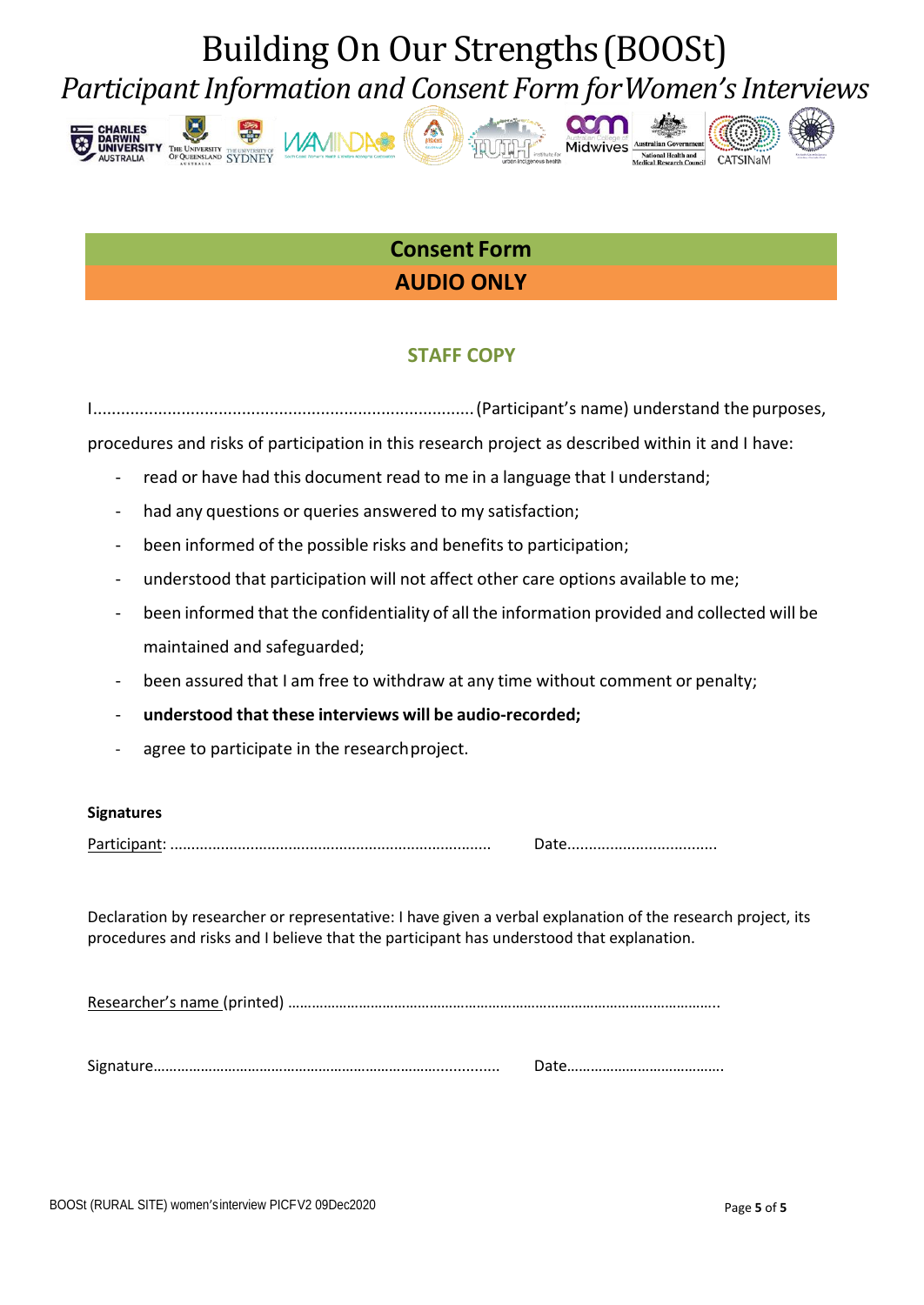# Building On Our Strengths (BOOSt)

*Participant Information and Consent Form for Women's Interviews*

## Consent Form

## AUDIO ONLY

### STAFF COPY

I.................................................................................. (Participant's name) understand the purposes, procedures and risks of participation in this research project as described within it and I have:

- read or have had this document read to me in a language that I understand;
- had any questions or queries answered to my satisfaction;
- been informed of the possible risks and benefits to participation;
- understood that participation will not affect other care options available to me;
- been informed that the confidentiality of all the information provided and collected will be maintained and safeguarded;
- been assured that I am free to withdraw at any time without comment or penalty;
- **understood that these interviews will be audio-recorded;**
- agree to participate in the research project.

**Signatures**

Participant: ........................................................................... Date...................................

Declaration by researcher or representative: I have given a verbal explanation of the research project, its procedures and risks and I believe that the participant has understood that explanation.

Researcher's name (printed) ………………………………………………………………………………………………..

Signature…………………………………………………………………............ Date………………………………….

BOOSt (RURAL SITE) women's interview PICF V2 09Dec2020